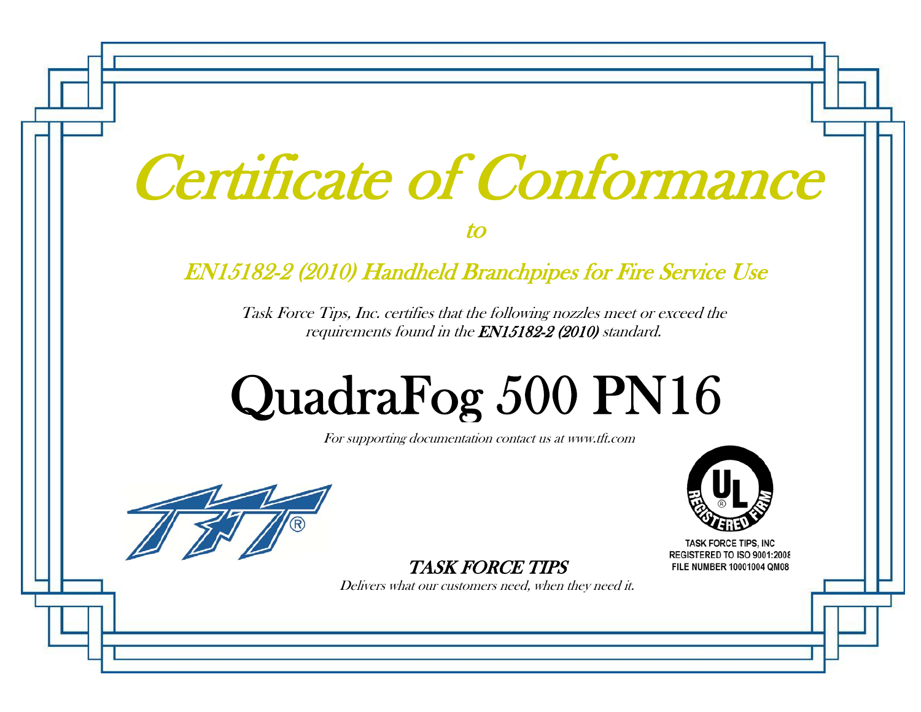# Certificate of Conformance

*to*

## *EN15182-2 (2010) Handheld Branchpipes for Fire Service Use*

*Task Force Tips, Inc. certifies that the following nozzles meet or exceed the requirements found in the* ***EN15182-2 (2010)*** *standard.*

# QuadraFog 500 PN16

*For supporting documentation contact us at www.tft.com*

TASK FORCE TIPS, INC
REGISTERED TO ISO 9001:2008
FILE NUMBER 10001004 QM08

*TASK FORCE TIPS*

*Delivers what our customers need, when they need it.*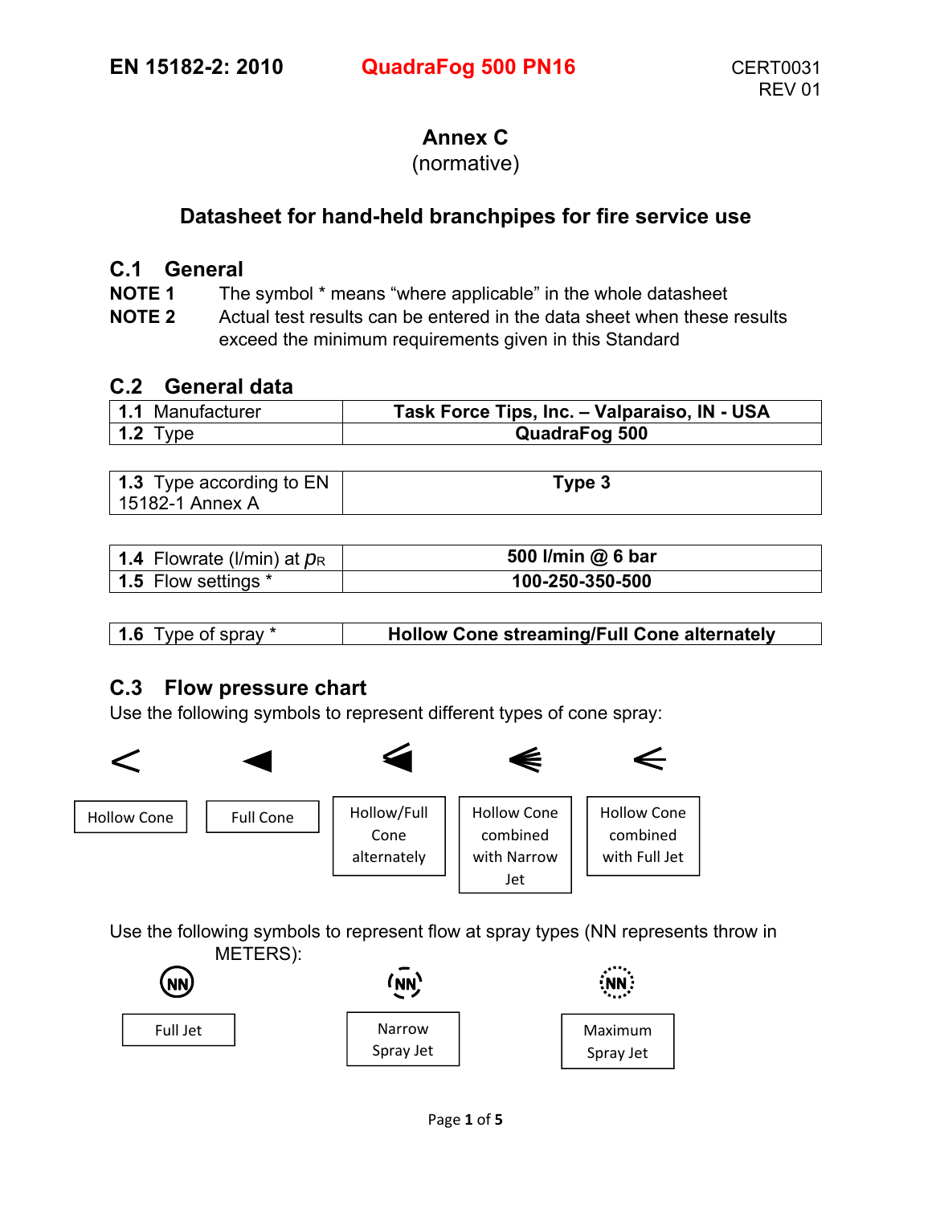EN 15182-2: 2010 QuadraFog 500 PN16 CERT0031 REV 01

# Annex C
(normative)

## Datasheet for hand-held branchpipes for fire service use

### C.1 General

**NOTE 1** The symbol * means “where applicable” in the whole datasheet

**NOTE 2** Actual test results can be entered in the data sheet when these results exceed the minimum requirements given in this Standard

### C.2 General data

| | |
|---|---|
| **1.1** Manufacturer | **Task Force Tips, Inc. – Valparaiso, IN - USA** |
| **1.2** Type | **QuadraFog 500** |

| | |
|---|---|
| **1.3** Type according to EN 15182-1 Annex A | **Type 3** |

| | |
|---|---|
| **1.4** Flowrate (l/min) at $p_R$ | **500 l/min @ 6 bar** |
| **1.5** Flow settings * | **100-250-350-500** |

| | |
|---|---|
| **1.6** Type of spray * | **Hollow Cone streaming/Full Cone alternately** |

### C.3 Flow pressure chart

Use the following symbols to represent different types of cone spray:

| < | ◀ | | | |
|---|---|---|---|---|
| Hollow Cone | Full Cone | Hollow/Full Cone alternately | Hollow Cone combined with Narrow Jet | Hollow Cone combined with Full Jet |

Use the following symbols to represent flow at spray types (NN represents throw in METERS):

| (NN) | (NN) | (NN) |
|---|---|---|
| Full Jet | Narrow Spray Jet | Maximum Spray Jet |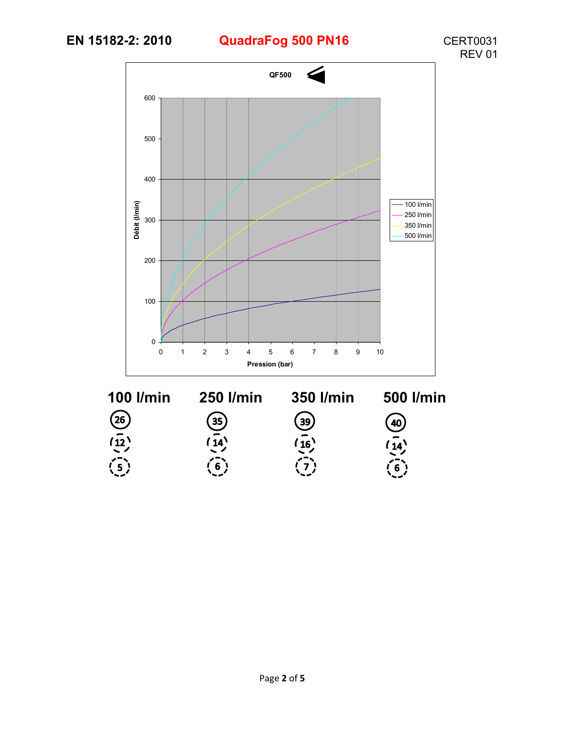**EN 15182-2: 2010** **QuadraFog 500 PN16** CERT0031 REV 01

**QF500**

Débit (l/min) vs Pression (bar)

Legend: 100 l/min, 250 l/min, 350 l/min, 500 l/min

| 100 l/min | 250 l/min | 350 l/min | 500 l/min |
|---|---|---|---|
| 26 | 35 | 39 | 40 |
| 12 | 14 | 16 | 14 |
| 5 | 6 | 7 | 6 |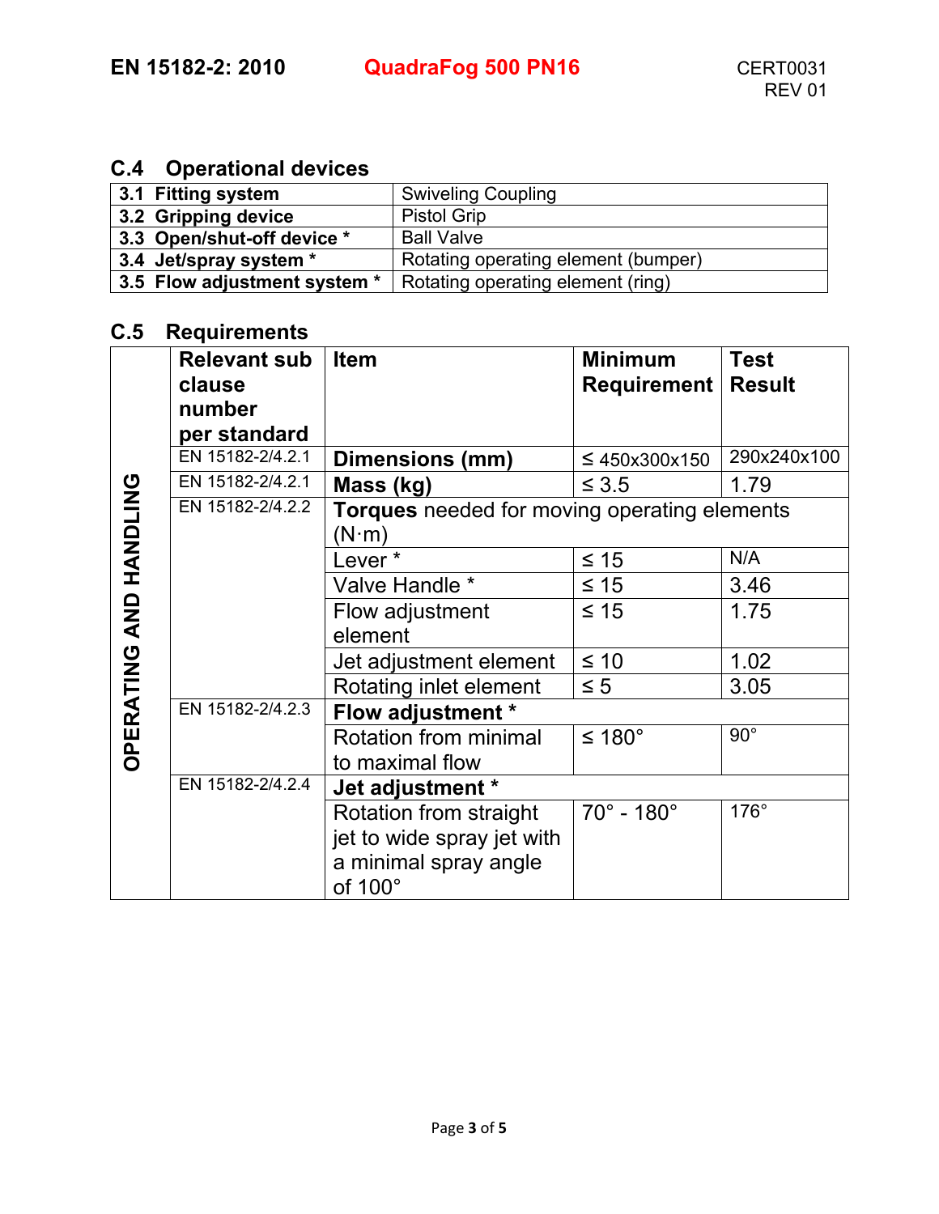## C.4 Operational devices

| | |
|---|---|
| **3.1 Fitting system** | Swiveling Coupling |
| **3.2 Gripping device** | Pistol Grip |
| **3.3 Open/shut-off device *** | Ball Valve |
| **3.4 Jet/spray system *** | Rotating operating element (bumper) |
| **3.5 Flow adjustment system *** | Rotating operating element (ring) |

## C.5 Requirements

| | Relevant sub clause number per standard | Item | Minimum Requirement | Test Result |
|---|---|---|---|---|
| **OPERATING AND HANDLING** | EN 15182-2/4.2.1 | **Dimensions (mm)** | ≤ 450x300x150 | 290x240x100 |
| | EN 15182-2/4.2.1 | **Mass (kg)** | ≤ 3.5 | 1.79 |
| | EN 15182-2/4.2.2 | **Torques** needed for moving operating elements (N·m) | | |
| | | Lever * | ≤ 15 | N/A |
| | | Valve Handle * | ≤ 15 | 3.46 |
| | | Flow adjustment element | ≤ 15 | 1.75 |
| | | Jet adjustment element | ≤ 10 | 1.02 |
| | | Rotating inlet element | ≤ 5 | 3.05 |
| | EN 15182-2/4.2.3 | **Flow adjustment *** | | |
| | | Rotation from minimal to maximal flow | ≤ 180° | 90° |
| | EN 15182-2/4.2.4 | **Jet adjustment *** | | |
| | | Rotation from straight jet to wide spray jet with a minimal spray angle of 100° | 70° - 180° | 176° |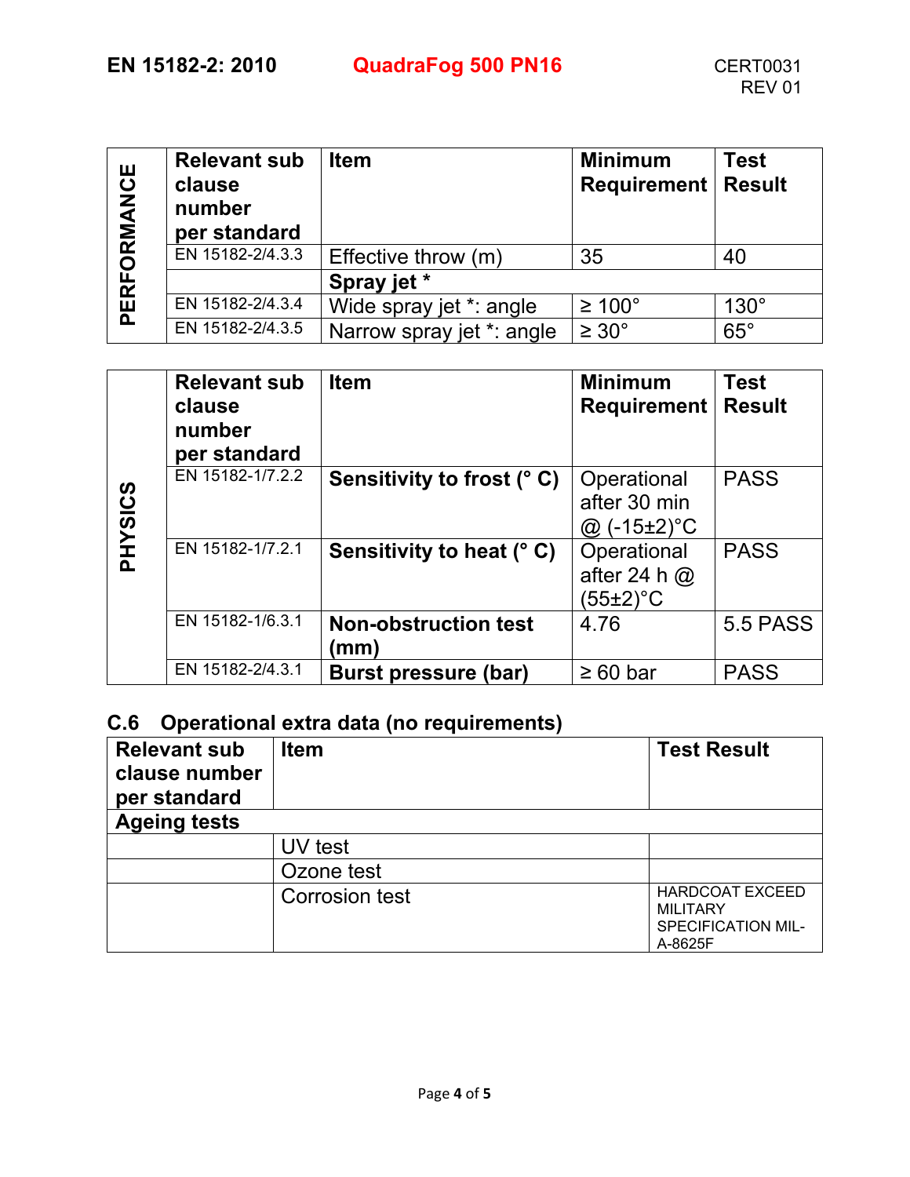| PERFORMANCE | Relevant sub clause number per standard | Item | Minimum Requirement | Test Result |
|---|---|---|---|---|
| | EN 15182-2/4.3.3 | Effective throw (m) | 35 | 40 |
| | | **Spray jet *** | | |
| | EN 15182-2/4.3.4 | Wide spray jet *: angle | ≥ 100° | 130° |
| | EN 15182-2/4.3.5 | Narrow spray jet *: angle | ≥ 30° | 65° |

| PHYSICS | Relevant sub clause number per standard | Item | Minimum Requirement | Test Result |
|---|---|---|---|---|
| | EN 15182-1/7.2.2 | **Sensitivity to frost (° C)** | Operational after 30 min @ (-15±2)°C | PASS |
| | EN 15182-1/7.2.1 | **Sensitivity to heat (° C)** | Operational after 24 h @ (55±2)°C | PASS |
| | EN 15182-1/6.3.1 | **Non-obstruction test (mm)** | 4.76 | 5.5 PASS |
| | EN 15182-2/4.3.1 | **Burst pressure (bar)** | ≥ 60 bar | PASS |

## C.6 Operational extra data (no requirements)

| Relevant sub clause number per standard | Item | Test Result |
|---|---|---|
| **Ageing tests** | | |
| | UV test | |
| | Ozone test | |
| | Corrosion test | HARDCOAT EXCEED MILITARY SPECIFICATION MIL-A-8625F |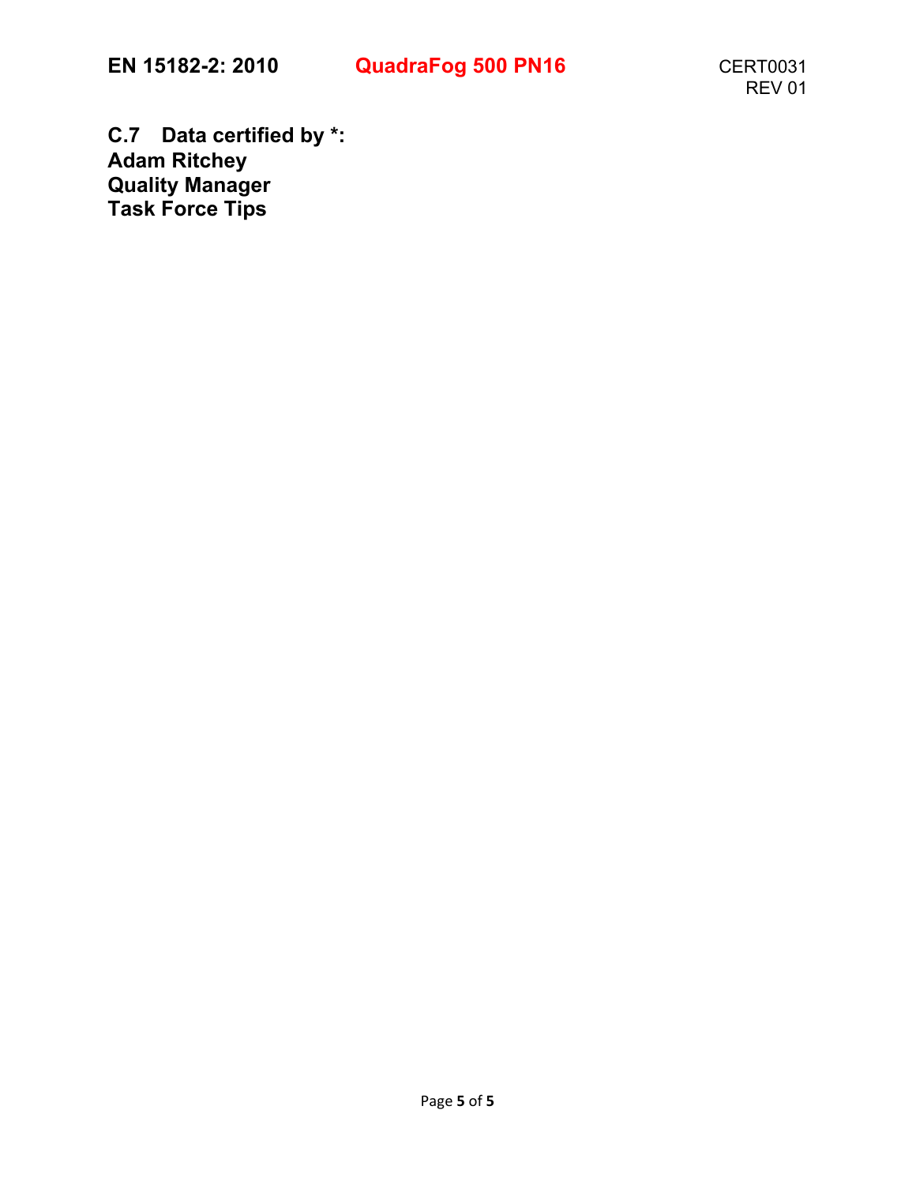**C.7 Data certified by *:**
**Adam Ritchey**
**Quality Manager**
**Task Force Tips**